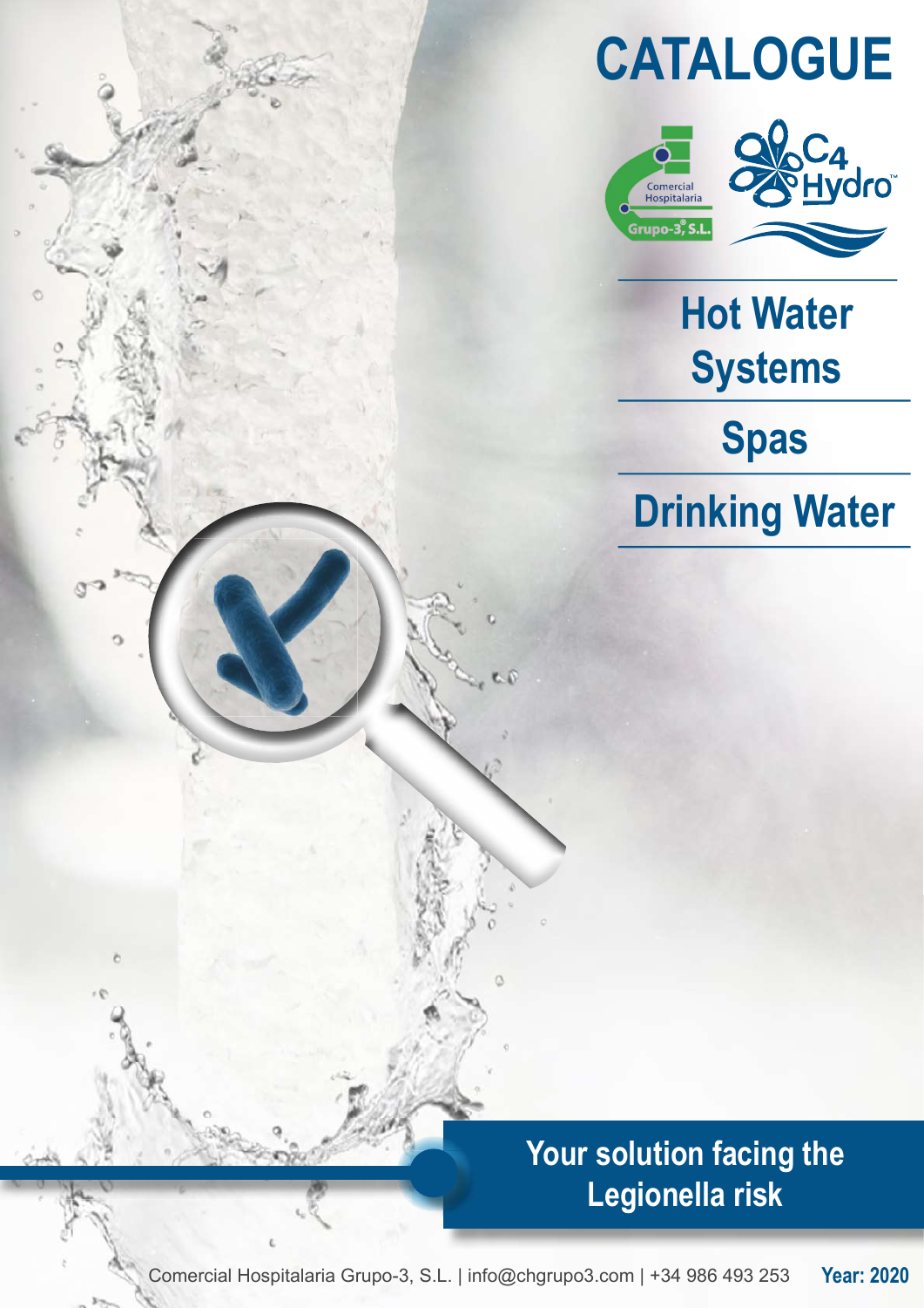# CATALOGUE

Comercial Hospitalaria Grupo-3, S.L.

C4 Hydro™

## Hot Water Systems

## Spas

## Drinking Water

**Your solution facing the Legionella risk**

Comercial Hospitalaria Grupo-3, S.L. | info@chgrupo3.com | +34 986 493 253 **Year: 2020**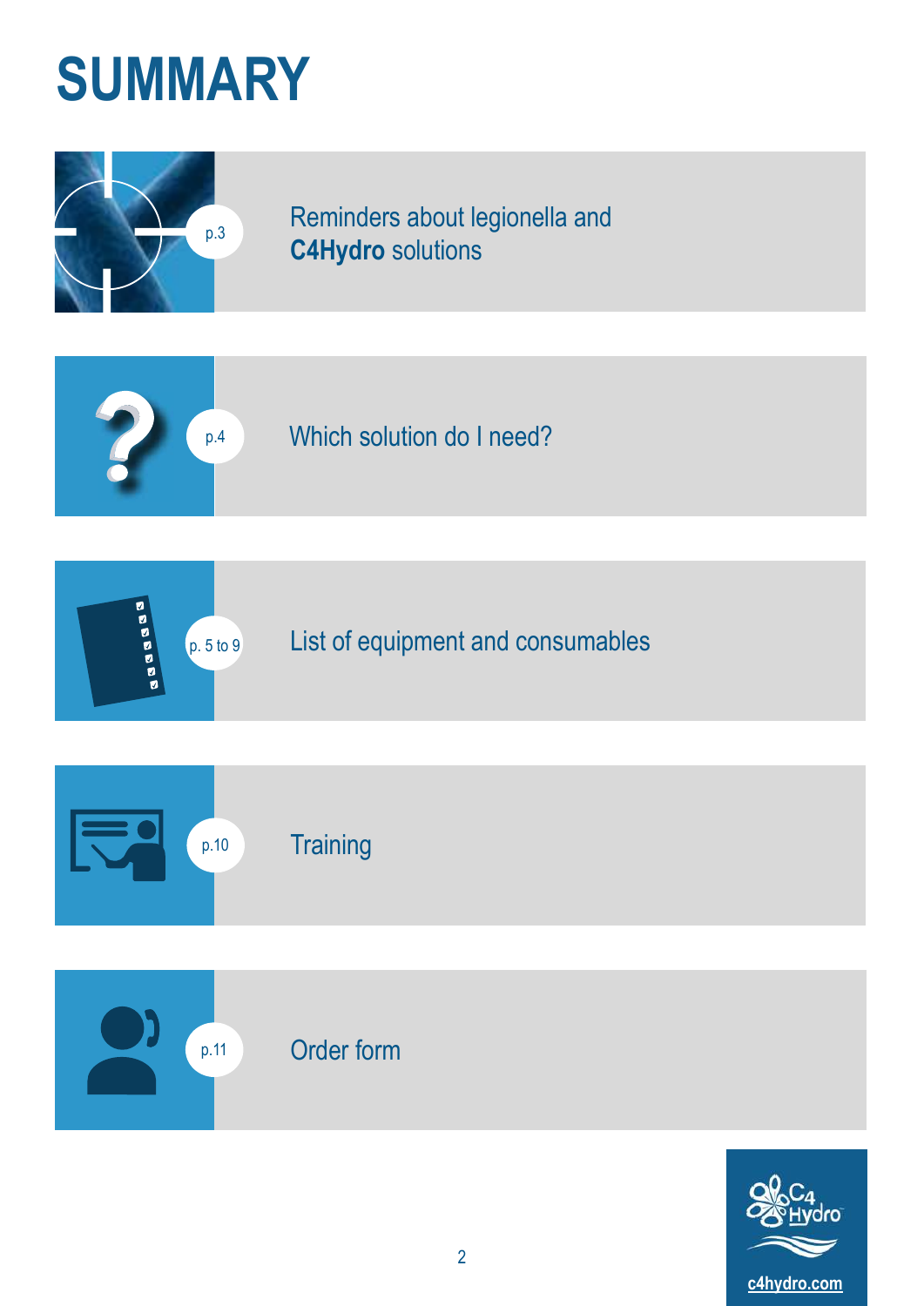# SUMMARY

p.3 — Reminders about legionella and **C4Hydro** solutions

p.4 — Which solution do I need?

p. 5 to 9 — List of equipment and consumables

p.10 — Training

p.11 — Order form

c4hydro.com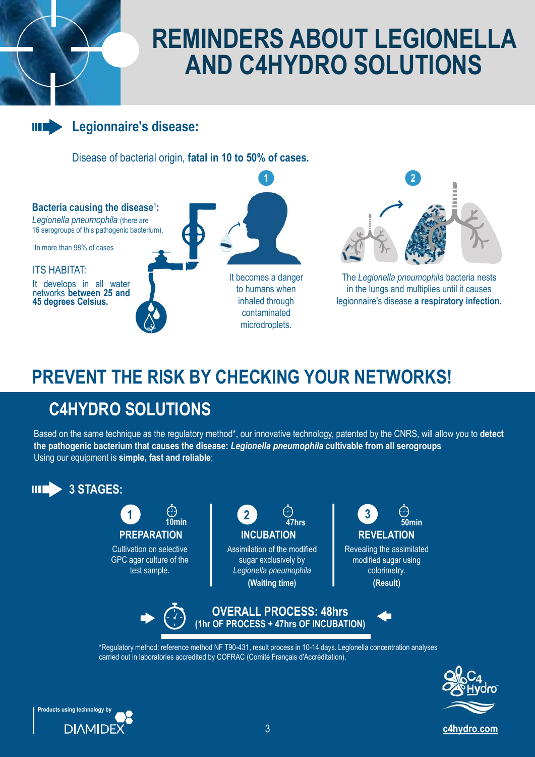# REMINDERS ABOUT LEGIONELLA AND C4HYDRO SOLUTIONS

## Legionnaire's disease:

Disease of bacterial origin, **fatal in 10 to 50% of cases.**

**Bacteria causing the disease[1]:**
*Legionella pneumophila* (there are 16 serogroups of this pathogenic bacterium).

[1]In more than 98% of cases

ITS HABITAT:

It develops in all water networks **between 25 and 45 degrees Celsius.**

**1** It becomes a danger to humans when inhaled through contaminated microdroplets.

**2** The *Legionella pneumophila* bacteria nests in the lungs and multiplies until it causes legionnaire's disease **a respiratory infection.**

# PREVENT THE RISK BY CHECKING YOUR NETWORKS!

## C4HYDRO SOLUTIONS

Based on the same technique as the regulatory method*, our innovative technology, patented by the CNRS, will allow you to **detect the pathogenic bacterium that causes the disease: *Legionella pneumophila* cultivable from all serogroups**
Using our equipment is **simple, fast and reliable**;

### 3 STAGES:

**1 — 10min — PREPARATION**
Cultivation on selective GPC agar culture of the test sample.

**2 — 47hrs — INCUBATION**
Assimilation of the modified sugar exclusively by *Legionella pneumophila*
**(Waiting time)**

**3 — 50min — REVELATION**
Revealing the assimilated modified sugar using colorimetry.
**(Result)**

**OVERALL PROCESS: 48hrs**
**(1hr OF PROCESS + 47hrs OF INCUBATION)**

*Regulatory method: reference method NF T90-431, result process in 10-14 days. Legionella concentration analyses carried out in laboratories accredited by COFRAC (Comité Français d'Accréditation).

Products using technology by DIAMIDEX

c4hydro.com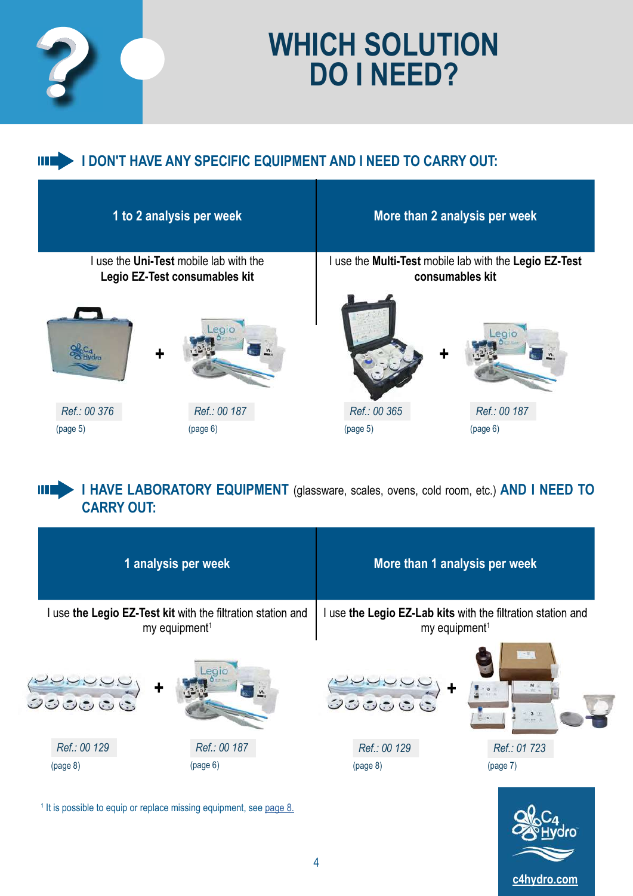# WHICH SOLUTION DO I NEED?

## I DON'T HAVE ANY SPECIFIC EQUIPMENT AND I NEED TO CARRY OUT:

| 1 to 2 analysis per week | More than 2 analysis per week |
|---|---|
| I use the **Uni-Test** mobile lab with the **Legio EZ-Test consumables kit** | I use the **Multi-Test** mobile lab with the **Legio EZ-Test consumables kit** |
| *Ref.: 00 376* (page 5) + *Ref.: 00 187* (page 6) | *Ref.: 00 365* (page 5) + *Ref.: 00 187* (page 6) |

## I HAVE LABORATORY EQUIPMENT (glassware, scales, ovens, cold room, etc.) AND I NEED TO CARRY OUT:

| 1 analysis per week | More than 1 analysis per week |
|---|---|
| I use **the Legio EZ-Test kit** with the filtration station and my equipment[1] | I use **the Legio EZ-Lab kits** with the filtration station and my equipment[1] |
| *Ref.: 00 129* (page 8) + *Ref.: 00 187* (page 6) | *Ref.: 00 129* (page 8) + *Ref.: 01 723* (page 7) |

[1] It is possible to equip or replace missing equipment, see page 8.

c4hydro.com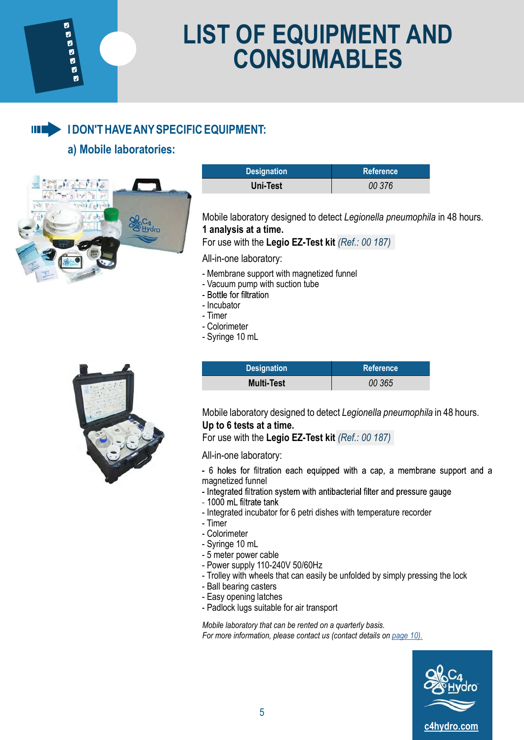# LIST OF EQUIPMENT AND CONSUMABLES

## I DON'T HAVE ANY SPECIFIC EQUIPMENT:

### a) Mobile laboratories:

| Designation | Reference |
|---|---|
| **Uni-Test** | *00 376* |

Mobile laboratory designed to detect *Legionella pneumophila* in 48 hours.
**1 analysis at a time.**
For use with the **Legio EZ-Test kit** *(Ref.: 00 187)*

All-in-one laboratory:

- Membrane support with magnetized funnel
- Vacuum pump with suction tube
- Bottle for filtration
- Incubator
- Timer
- Colorimeter
- Syringe 10 mL

| Designation | Reference |
|---|---|
| **Multi-Test** | *00 365* |

Mobile laboratory designed to detect *Legionella pneumophila* in 48 hours.
**Up to 6 tests at a time.**
For use with the **Legio EZ-Test kit** *(Ref.: 00 187)*

All-in-one laboratory:

- 6 holes for filtration each equipped with a cap, a membrane support and a magnetized funnel
- Integrated filtration system with antibacterial filter and pressure gauge
- 1000 mL filtrate tank
- Integrated incubator for 6 petri dishes with temperature recorder
- Timer
- Colorimeter
- Syringe 10 mL
- 5 meter power cable
- Power supply 110-240V 50/60Hz
- Trolley with wheels that can easily be unfolded by simply pressing the lock
- Ball bearing casters
- Easy opening latches
- Padlock lugs suitable for air transport

*Mobile laboratory that can be rented on a quarterly basis.*
*For more information, please contact us (contact details on page 10).*

c4hydro.com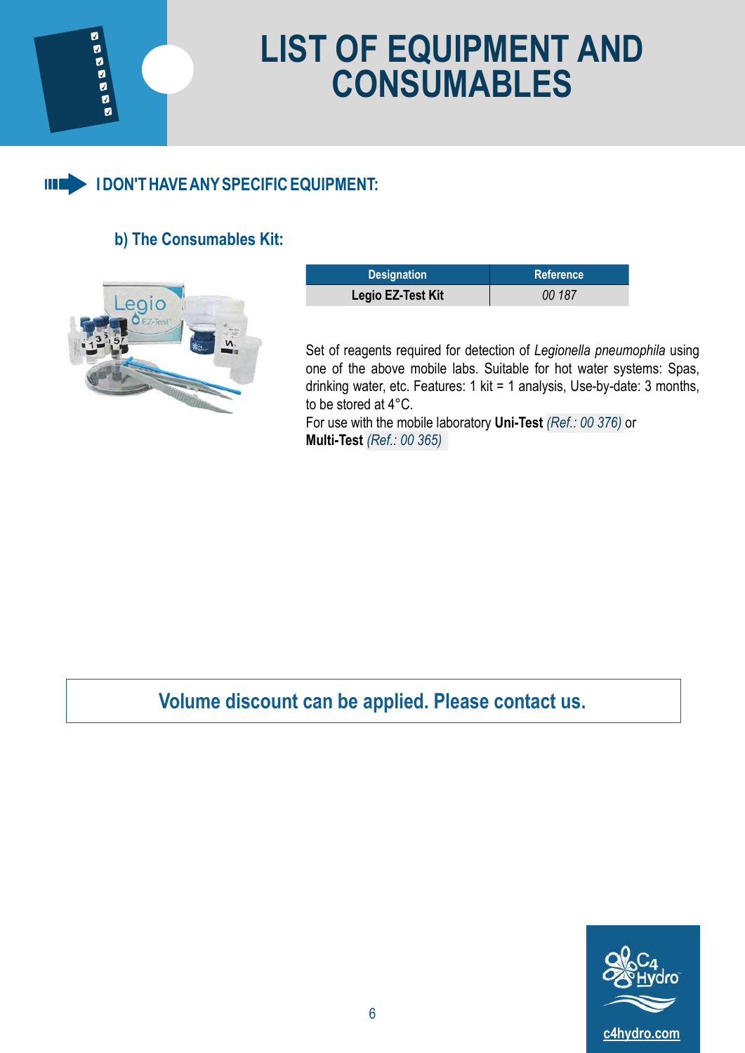# LIST OF EQUIPMENT AND CONSUMABLES

## I DON'T HAVE ANY SPECIFIC EQUIPMENT:

### b) The Consumables Kit:

| Designation | Reference |
|---|---|
| **Legio EZ-Test Kit** | *00 187* |

Set of reagents required for detection of *Legionella pneumophila* using one of the above mobile labs. Suitable for hot water systems: Spas, drinking water, etc. Features: 1 kit = 1 analysis, Use-by-date: 3 months, to be stored at 4°C.
For use with the mobile laboratory **Uni-Test** *(Ref.: 00 376)* or **Multi-Test** *(Ref.: 00 365)*

**Volume discount can be applied. Please contact us.**

c4hydro.com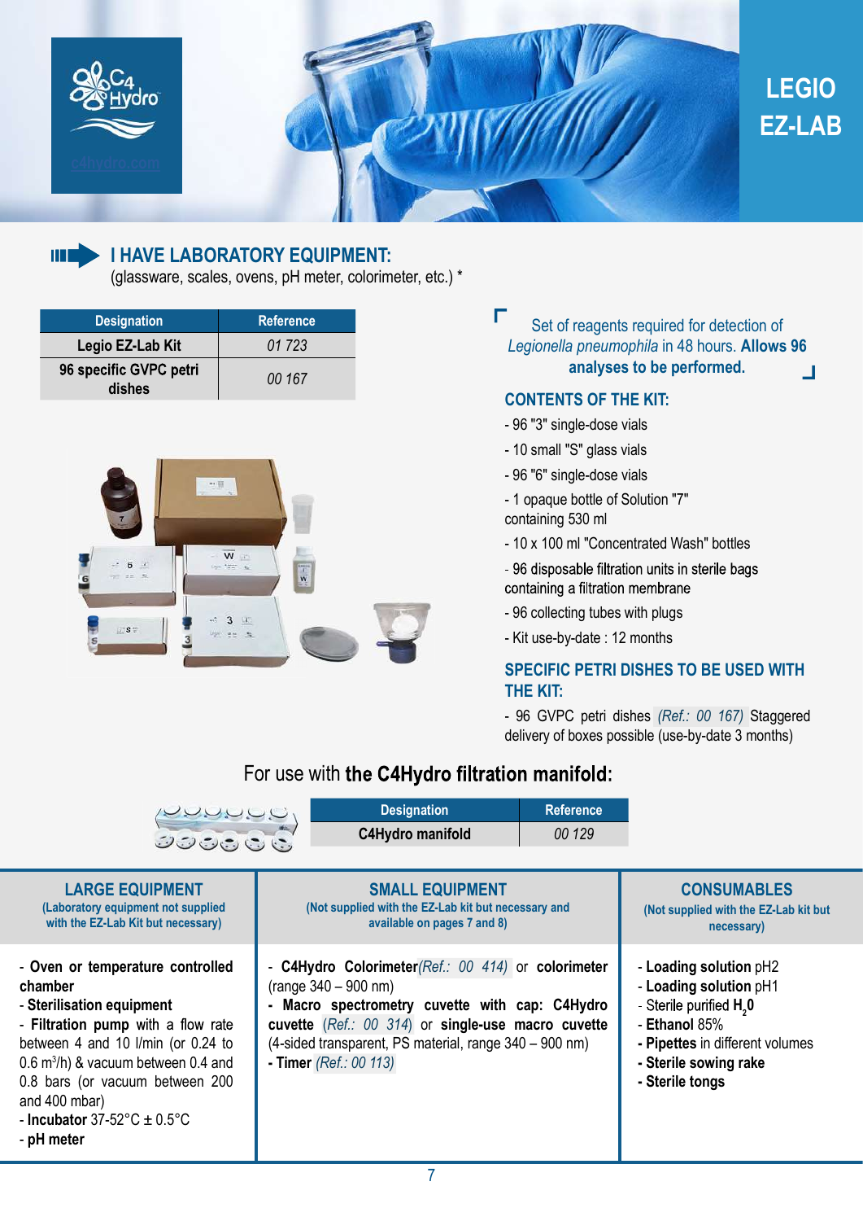# LEGIO EZ-LAB

## I HAVE LABORATORY EQUIPMENT:

(glassware, scales, ovens, pH meter, colorimeter, etc.) *

| Designation | Reference |
|---|---|
| Legio EZ-Lab Kit | *01 723* |
| 96 specific GVPC petri dishes | *00 167* |

Set of reagents required for detection of *Legionella pneumophila* in 48 hours. **Allows 96 analyses to be performed.**

### CONTENTS OF THE KIT:

- 96 "3" single-dose vials
- 10 small "S" glass vials
- 96 "6" single-dose vials
- 1 opaque bottle of Solution "7" containing 530 ml
- 10 x 100 ml "Concentrated Wash" bottles
- 96 disposable filtration units in sterile bags containing a filtration membrane
- 96 collecting tubes with plugs
- Kit use-by-date : 12 months

### SPECIFIC PETRI DISHES TO BE USED WITH THE KIT:

- 96 GVPC petri dishes *(Ref.: 00 167)* Staggered delivery of boxes possible (use-by-date 3 months)

For use with **the C4Hydro filtration manifold:**

| Designation | Reference |
|---|---|
| C4Hydro manifold | *00 129* |

| LARGE EQUIPMENT (Laboratory equipment not supplied with the EZ-Lab Kit but necessary) | SMALL EQUIPMENT (Not supplied with the EZ-Lab kit but necessary and available on pages 7 and 8) | CONSUMABLES (Not supplied with the EZ-Lab kit but necessary) |
|---|---|---|
| - **Oven or temperature controlled chamber**<br>- **Sterilisation equipment**<br>- **Filtration pump** with a flow rate between 4 and 10 l/min (or 0.24 to 0.6 $m^3$/h) & vacuum between 0.4 and 0.8 bars (or vacuum between 200 and 400 mbar)<br>- **Incubator** 37-52°C ± 0.5°C<br>- **pH meter** | - **C4Hydro Colorimeter** *(Ref.: 00 414)* or **colorimeter** (range 340 – 900 nm)<br>- **Macro spectrometry cuvette with cap: C4Hydro cuvette** *(Ref.: 00 314)* or **single-use macro cuvette** (4-sided transparent, PS material, range 340 – 900 nm)<br>- **Timer** *(Ref.: 00 113)* | - **Loading solution** pH2<br>- **Loading solution** pH1<br>- Sterile purified $H_2O$<br>- **Ethanol** 85%<br>- **Pipettes** in different volumes<br>- **Sterile sowing rake**<br>- **Sterile tongs** |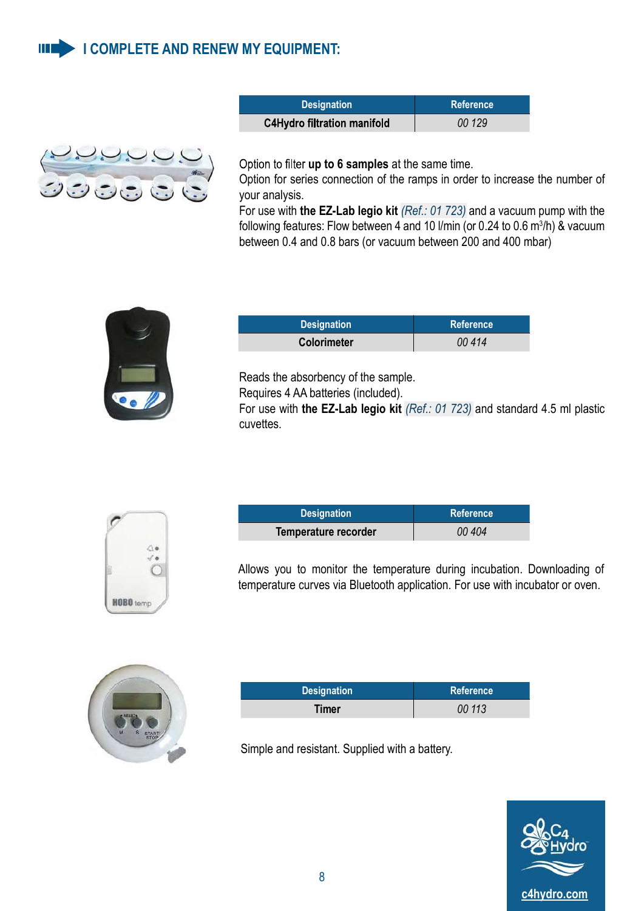## I COMPLETE AND RENEW MY EQUIPMENT:

| Designation | Reference |
|---|---|
| C4Hydro filtration manifold | *00 129* |

Option to filter **up to 6 samples** at the same time.
Option for series connection of the ramps in order to increase the number of your analysis.
For use with **the EZ-Lab legio kit** *(Ref.: 01 723)* and a vacuum pump with the following features: Flow between 4 and 10 l/min (or 0.24 to 0.6 $m^3$/h) & vacuum between 0.4 and 0.8 bars (or vacuum between 200 and 400 mbar)

| Designation | Reference |
|---|---|
| Colorimeter | *00 414* |

Reads the absorbency of the sample.
Requires 4 AA batteries (included).
For use with **the EZ-Lab legio kit** *(Ref.: 01 723)* and standard 4.5 ml plastic cuvettes.

| Designation | Reference |
|---|---|
| Temperature recorder | *00 404* |

Allows you to monitor the temperature during incubation. Downloading of temperature curves via Bluetooth application. For use with incubator or oven.

| Designation | Reference |
|---|---|
| Timer | *00 113* |

Simple and resistant. Supplied with a battery.

c4hydro.com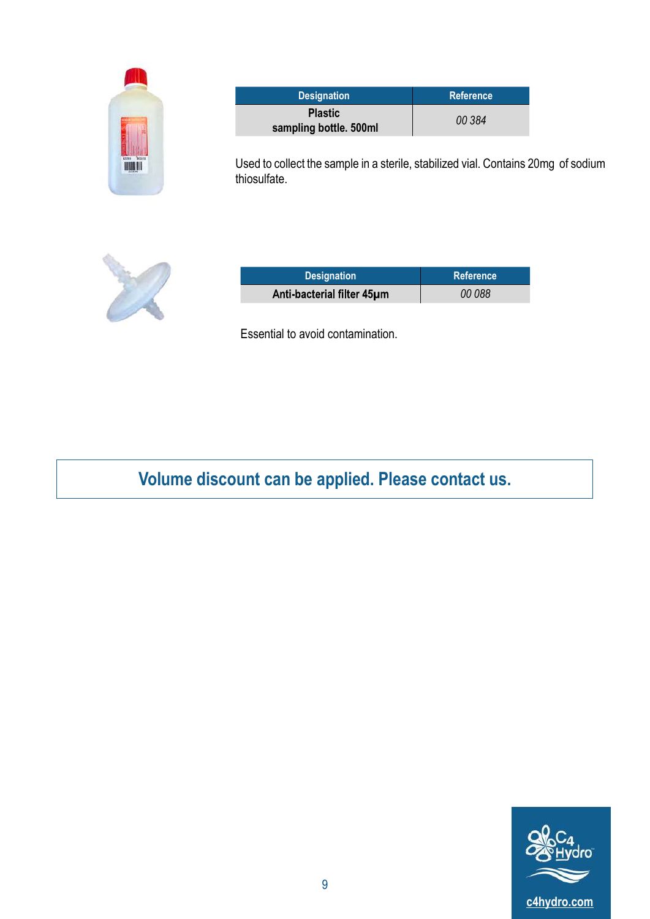| Designation | Reference |
| --- | --- |
| **Plastic sampling bottle. 500ml** | *00 384* |

Used to collect the sample in a sterile, stabilized vial. Contains 20mg of sodium thiosulfate.

| Designation | Reference |
| --- | --- |
| **Anti-bacterial filter 45µm** | *00 088* |

Essential to avoid contamination.

**Volume discount can be applied. Please contact us.**

c4hydro.com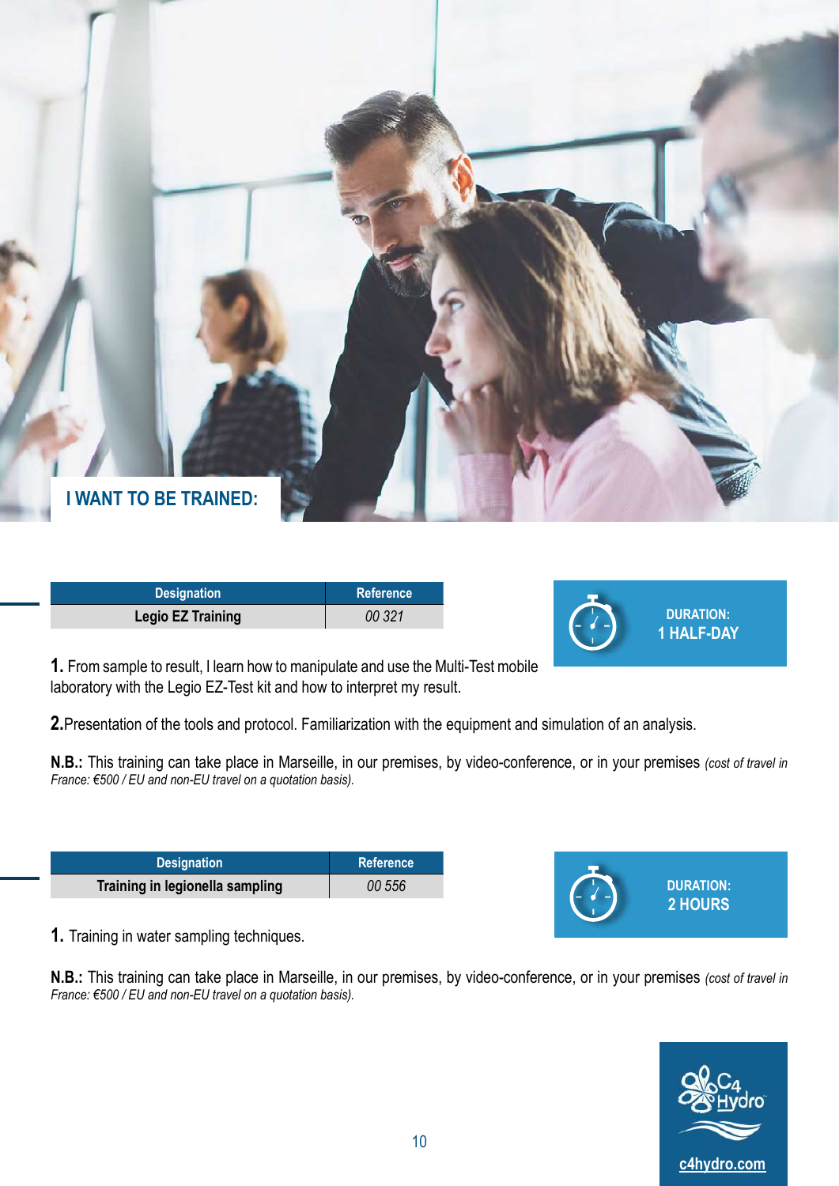## I WANT TO BE TRAINED:

| Designation | Reference |
|---|---|
| Legio EZ Training | *00 321* |

DURATION:
1 HALF-DAY

**1.** From sample to result, I learn how to manipulate and use the Multi-Test mobile laboratory with the Legio EZ-Test kit and how to interpret my result.

**2.** Presentation of the tools and protocol. Familiarization with the equipment and simulation of an analysis.

**N.B.:** This training can take place in Marseille, in our premises, by video-conference, or in your premises *(cost of travel in France: €500 / EU and non-EU travel on a quotation basis).*

| Designation | Reference |
|---|---|
| Training in legionella sampling | *00 556* |

DURATION:
2 HOURS

**1.** Training in water sampling techniques.

**N.B.:** This training can take place in Marseille, in our premises, by video-conference, or in your premises *(cost of travel in France: €500 / EU and non-EU travel on a quotation basis).*

C4 Hydro

c4hydro.com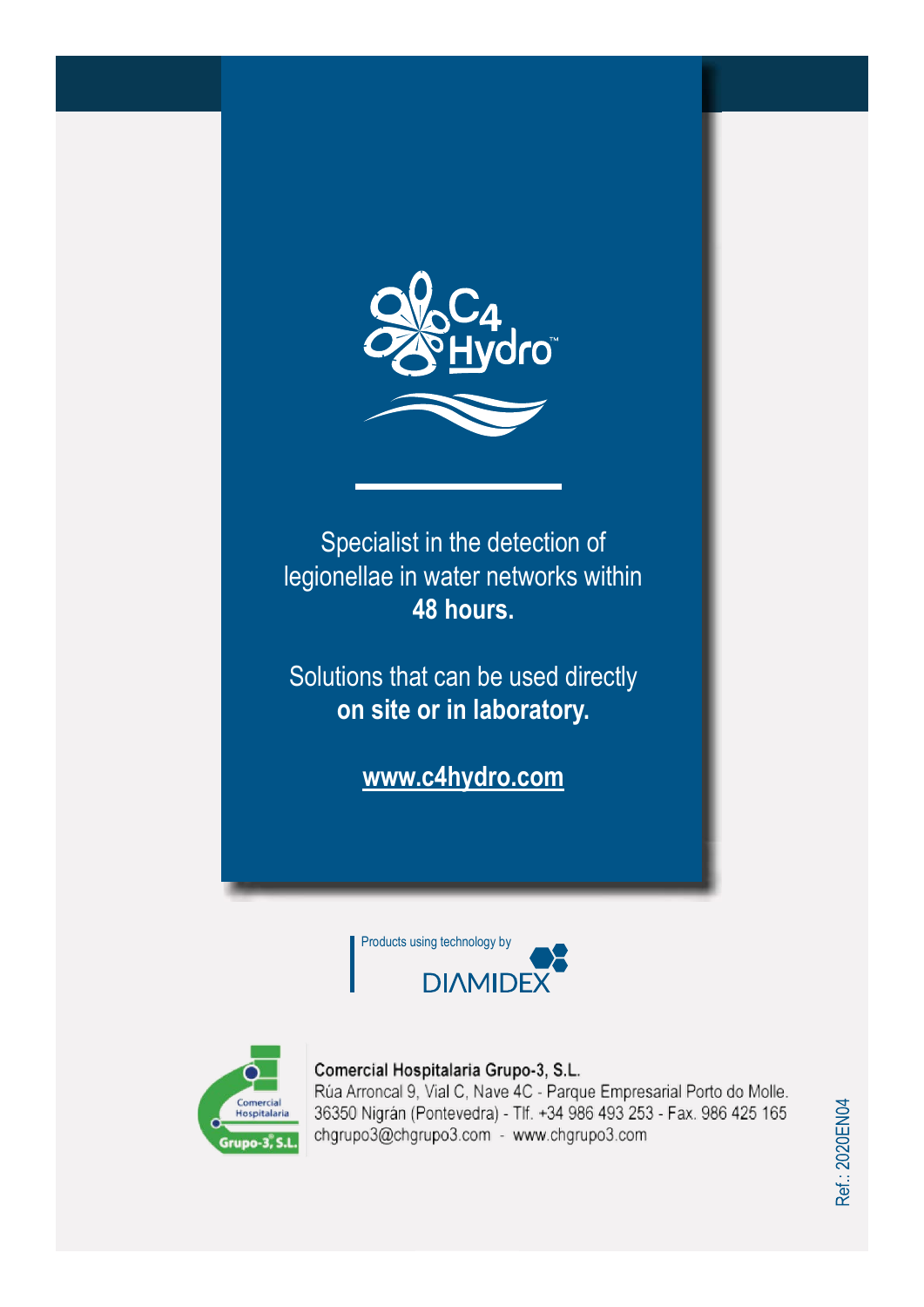C4 Hydro™

Specialist in the detection of legionellae in water networks within **48 hours.**

Solutions that can be used directly **on site or in laboratory.**

[www.c4hydro.com](http://www.c4hydro.com)

Products using technology by DIAMIDEX

Comercial Hospitalaria Grupo-3, S.L.

**Comercial Hospitalaria Grupo-3, S.L.**
Rúa Arroncal 9, Vial C, Nave 4C - Parque Empresarial Porto do Molle.
36350 Nigrán (Pontevedra) - Tlf. +34 986 493 253 - Fax. 986 425 165
chgrupo3@chgrupo3.com - www.chgrupo3.com

Ref.: 2020EN04